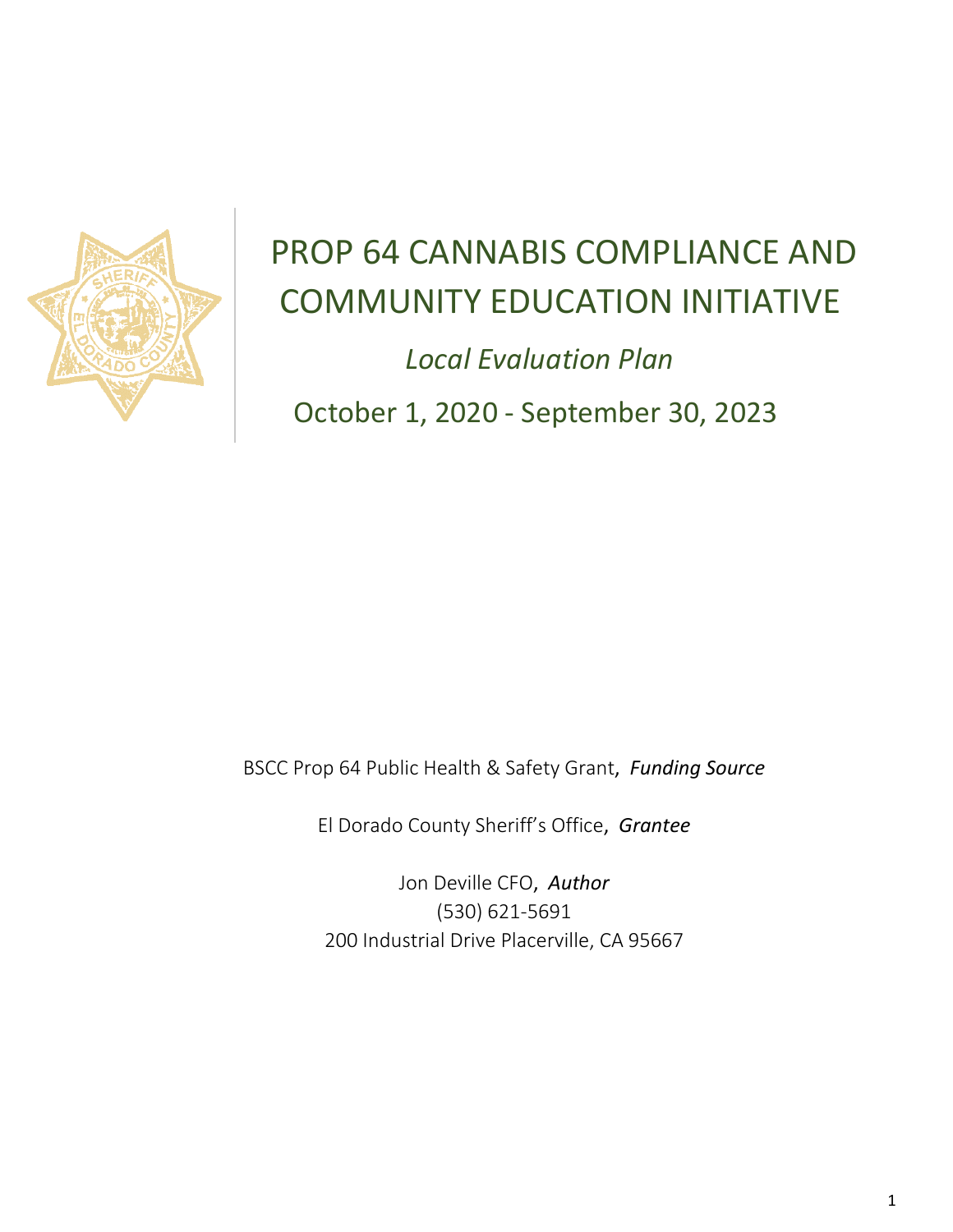# PROP 64 CANNABIS COMPLIANCE AND COMMUNITY EDUCATION INITIATIVE

*Local Evaluation Plan*

October 1, 2020 - September 30, 2023

BSCC Prop 64 Public Health & Safety Grant, *Funding Source*

El Dorado County Sheriff's Office, *Grantee*

Jon Deville CFO, *Author*
(530) 621-5691
200 Industrial Drive Placerville, CA 95667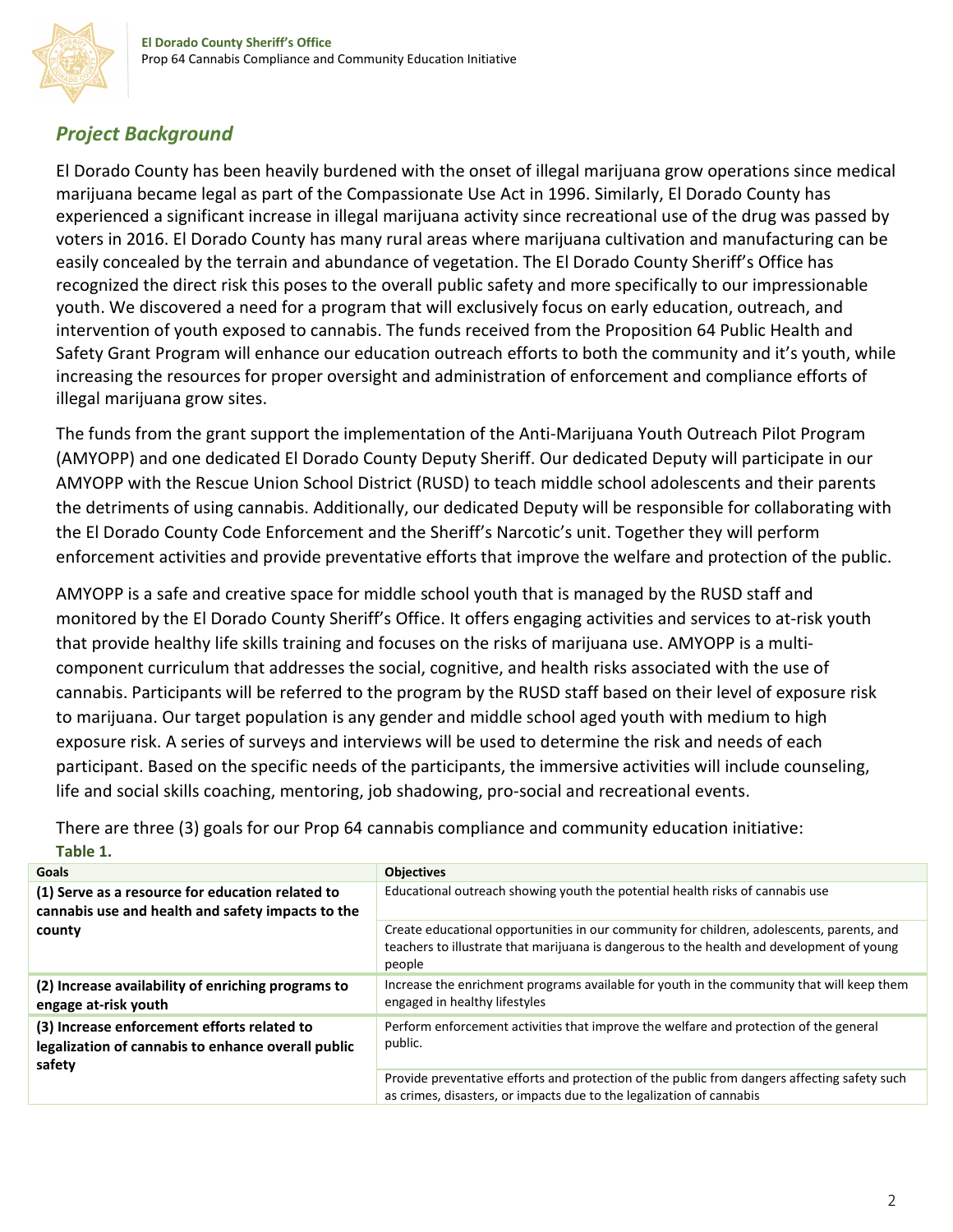## *Project Background*

El Dorado County has been heavily burdened with the onset of illegal marijuana grow operations since medical marijuana became legal as part of the Compassionate Use Act in 1996. Similarly, El Dorado County has experienced a significant increase in illegal marijuana activity since recreational use of the drug was passed by voters in 2016. El Dorado County has many rural areas where marijuana cultivation and manufacturing can be easily concealed by the terrain and abundance of vegetation. The El Dorado County Sheriff's Office has recognized the direct risk this poses to the overall public safety and more specifically to our impressionable youth. We discovered a need for a program that will exclusively focus on early education, outreach, and intervention of youth exposed to cannabis. The funds received from the Proposition 64 Public Health and Safety Grant Program will enhance our education outreach efforts to both the community and it's youth, while increasing the resources for proper oversight and administration of enforcement and compliance efforts of illegal marijuana grow sites.

The funds from the grant support the implementation of the Anti-Marijuana Youth Outreach Pilot Program (AMYOPP) and one dedicated El Dorado County Deputy Sheriff. Our dedicated Deputy will participate in our AMYOPP with the Rescue Union School District (RUSD) to teach middle school adolescents and their parents the detriments of using cannabis. Additionally, our dedicated Deputy will be responsible for collaborating with the El Dorado County Code Enforcement and the Sheriff's Narcotic's unit. Together they will perform enforcement activities and provide preventative efforts that improve the welfare and protection of the public.

AMYOPP is a safe and creative space for middle school youth that is managed by the RUSD staff and monitored by the El Dorado County Sheriff's Office. It offers engaging activities and services to at-risk youth that provide healthy life skills training and focuses on the risks of marijuana use. AMYOPP is a multi-component curriculum that addresses the social, cognitive, and health risks associated with the use of cannabis. Participants will be referred to the program by the RUSD staff based on their level of exposure risk to marijuana. Our target population is any gender and middle school aged youth with medium to high exposure risk. A series of surveys and interviews will be used to determine the risk and needs of each participant. Based on the specific needs of the participants, the immersive activities will include counseling, life and social skills coaching, mentoring, job shadowing, pro-social and recreational events.

There are three (3) goals for our Prop 64 cannabis compliance and community education initiative:

**Table 1.**

| Goals | Objectives |
|---|---|
| **(1) Serve as a resource for education related to cannabis use and health and safety impacts to the county** | Educational outreach showing youth the potential health risks of cannabis use |
| | Create educational opportunities in our community for children, adolescents, parents, and teachers to illustrate that marijuana is dangerous to the health and development of young people |
| **(2) Increase availability of enriching programs to engage at-risk youth** | Increase the enrichment programs available for youth in the community that will keep them engaged in healthy lifestyles |
| **(3) Increase enforcement efforts related to legalization of cannabis to enhance overall public safety** | Perform enforcement activities that improve the welfare and protection of the general public. |
| | Provide preventative efforts and protection of the public from dangers affecting safety such as crimes, disasters, or impacts due to the legalization of cannabis |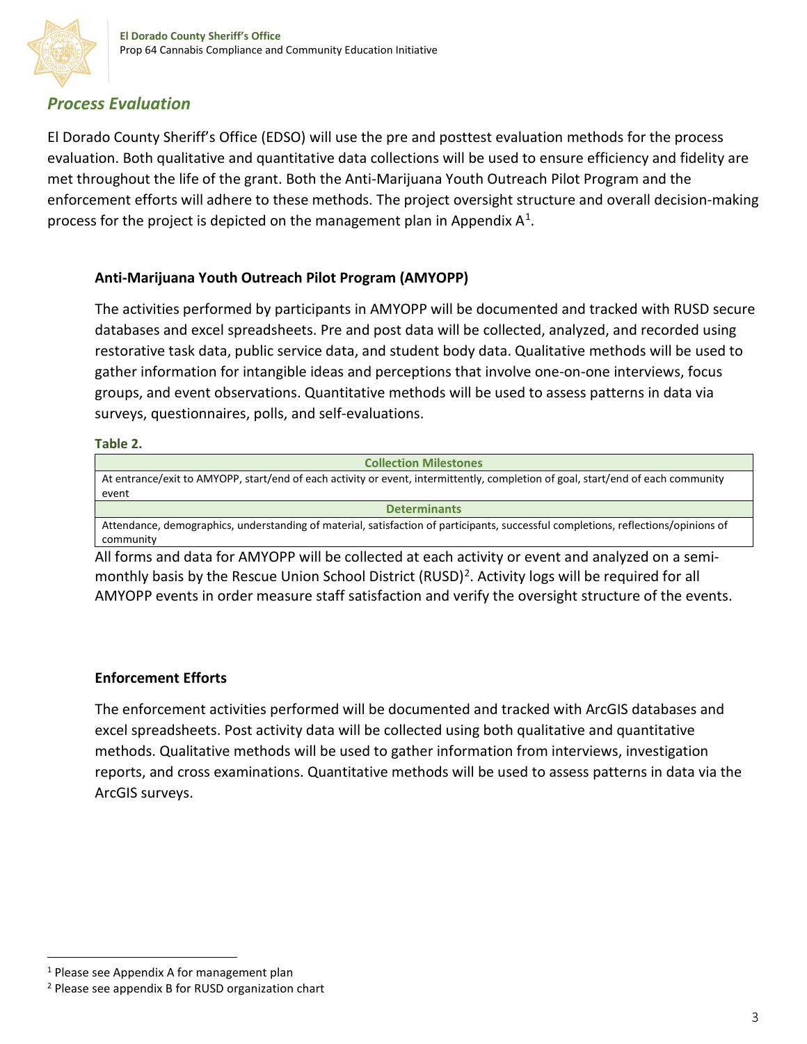## *Process Evaluation*

El Dorado County Sheriff's Office (EDSO) will use the pre and posttest evaluation methods for the process evaluation. Both qualitative and quantitative data collections will be used to ensure efficiency and fidelity are met throughout the life of the grant. Both the Anti-Marijuana Youth Outreach Pilot Program and the enforcement efforts will adhere to these methods. The project oversight structure and overall decision-making process for the project is depicted on the management plan in Appendix A[1].

### Anti-Marijuana Youth Outreach Pilot Program (AMYOPP)

The activities performed by participants in AMYOPP will be documented and tracked with RUSD secure databases and excel spreadsheets. Pre and post data will be collected, analyzed, and recorded using restorative task data, public service data, and student body data. Qualitative methods will be used to gather information for intangible ideas and perceptions that involve one-on-one interviews, focus groups, and event observations. Quantitative methods will be used to assess patterns in data via surveys, questionnaires, polls, and self-evaluations.

**Table 2.**

| Collection Milestones |
|---|
| At entrance/exit to AMYOPP, start/end of each activity or event, intermittently, completion of goal, start/end of each community event |
| **Determinants** |
| Attendance, demographics, understanding of material, satisfaction of participants, successful completions, reflections/opinions of community |

All forms and data for AMYOPP will be collected at each activity or event and analyzed on a semi-monthly basis by the Rescue Union School District (RUSD)[2]. Activity logs will be required for all AMYOPP events in order measure staff satisfaction and verify the oversight structure of the events.

### Enforcement Efforts

The enforcement activities performed will be documented and tracked with ArcGIS databases and excel spreadsheets. Post activity data will be collected using both qualitative and quantitative methods. Qualitative methods will be used to gather information from interviews, investigation reports, and cross examinations. Quantitative methods will be used to assess patterns in data via the ArcGIS surveys.

---

[1] Please see Appendix A for management plan

[2] Please see appendix B for RUSD organization chart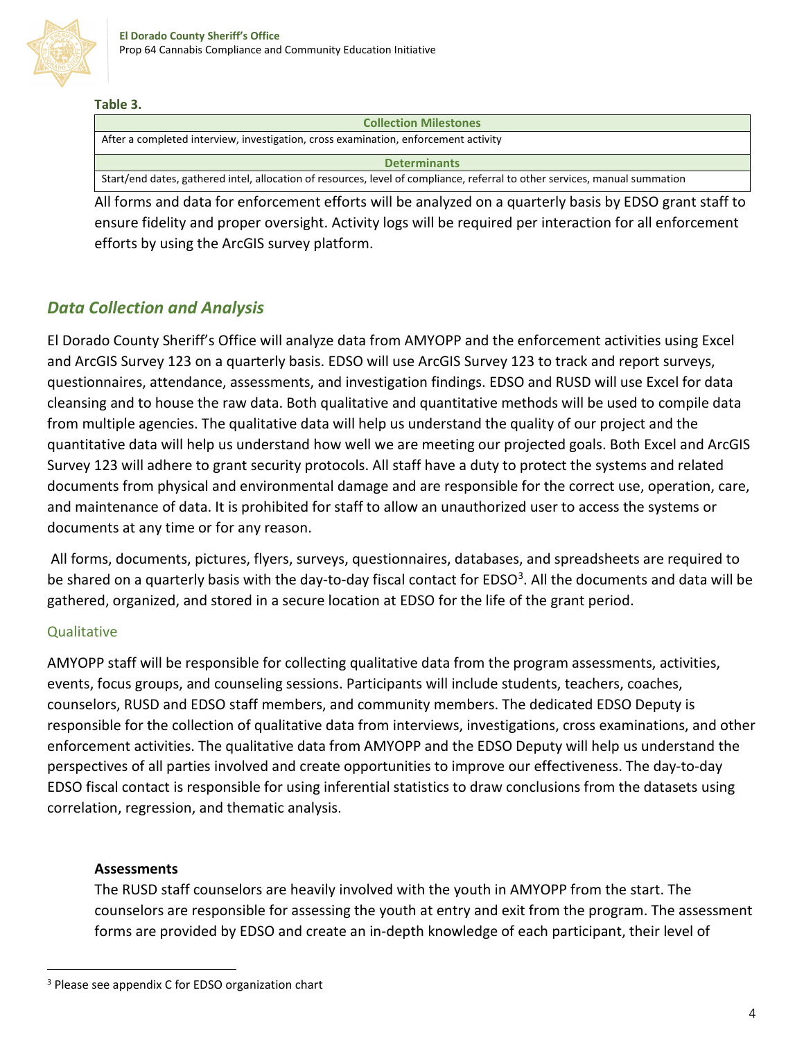**Table 3.**

| Collection Milestones |
|---|
| After a completed interview, investigation, cross examination, enforcement activity |
| **Determinants** |
| Start/end dates, gathered intel, allocation of resources, level of compliance, referral to other services, manual summation |

All forms and data for enforcement efforts will be analyzed on a quarterly basis by EDSO grant staff to ensure fidelity and proper oversight. Activity logs will be required per interaction for all enforcement efforts by using the ArcGIS survey platform.

## *Data Collection and Analysis*

El Dorado County Sheriff's Office will analyze data from AMYOPP and the enforcement activities using Excel and ArcGIS Survey 123 on a quarterly basis. EDSO will use ArcGIS Survey 123 to track and report surveys, questionnaires, attendance, assessments, and investigation findings. EDSO and RUSD will use Excel for data cleansing and to house the raw data. Both qualitative and quantitative methods will be used to compile data from multiple agencies. The qualitative data will help us understand the quality of our project and the quantitative data will help us understand how well we are meeting our projected goals. Both Excel and ArcGIS Survey 123 will adhere to grant security protocols. All staff have a duty to protect the systems and related documents from physical and environmental damage and are responsible for the correct use, operation, care, and maintenance of data. It is prohibited for staff to allow an unauthorized user to access the systems or documents at any time or for any reason.

All forms, documents, pictures, flyers, surveys, questionnaires, databases, and spreadsheets are required to be shared on a quarterly basis with the day-to-day fiscal contact for EDSO[3]. All the documents and data will be gathered, organized, and stored in a secure location at EDSO for the life of the grant period.

### Qualitative

AMYOPP staff will be responsible for collecting qualitative data from the program assessments, activities, events, focus groups, and counseling sessions. Participants will include students, teachers, coaches, counselors, RUSD and EDSO staff members, and community members. The dedicated EDSO Deputy is responsible for the collection of qualitative data from interviews, investigations, cross examinations, and other enforcement activities. The qualitative data from AMYOPP and the EDSO Deputy will help us understand the perspectives of all parties involved and create opportunities to improve our effectiveness. The day-to-day EDSO fiscal contact is responsible for using inferential statistics to draw conclusions from the datasets using correlation, regression, and thematic analysis.

**Assessments**

The RUSD staff counselors are heavily involved with the youth in AMYOPP from the start. The counselors are responsible for assessing the youth at entry and exit from the program. The assessment forms are provided by EDSO and create an in-depth knowledge of each participant, their level of

[3] Please see appendix C for EDSO organization chart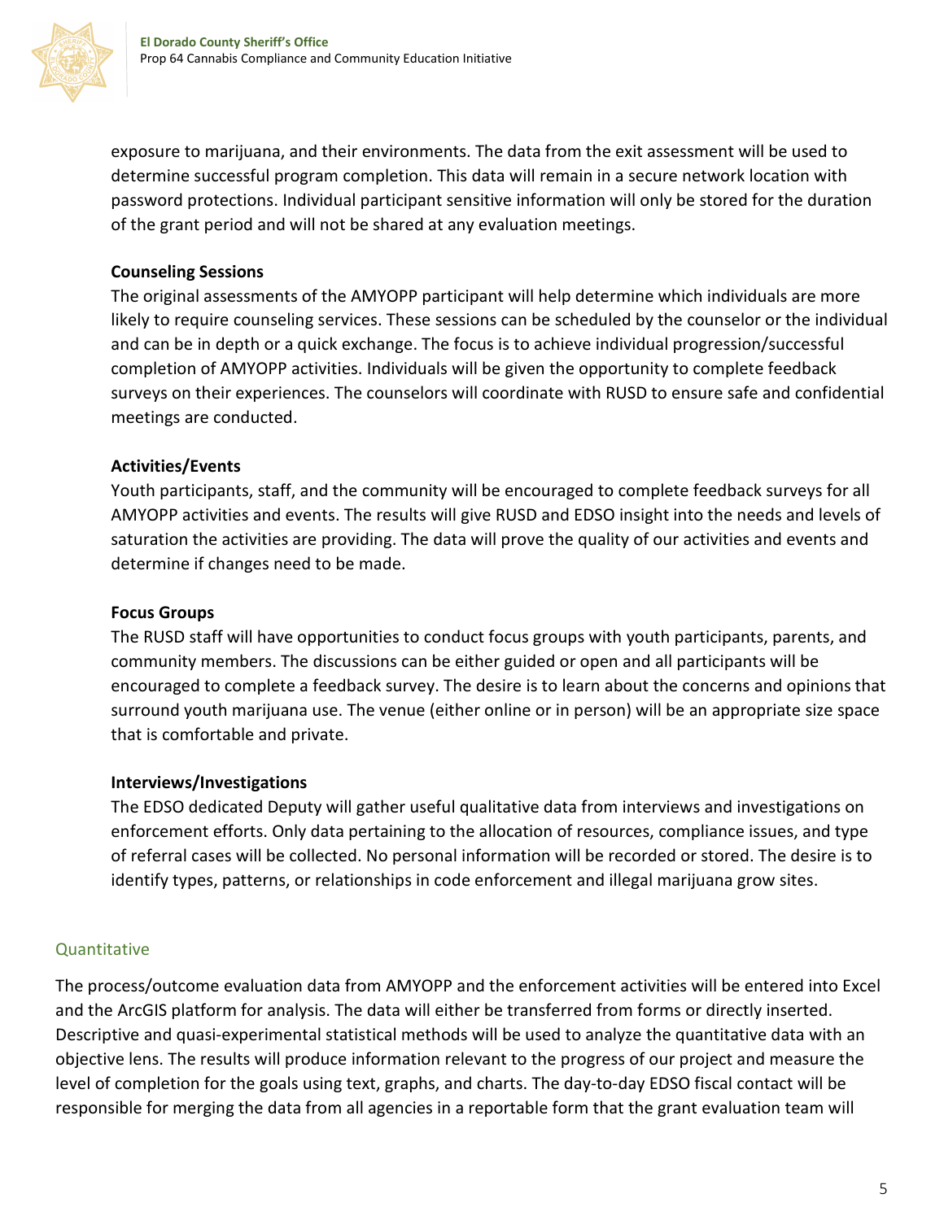exposure to marijuana, and their environments. The data from the exit assessment will be used to determine successful program completion. This data will remain in a secure network location with password protections. Individual participant sensitive information will only be stored for the duration of the grant period and will not be shared at any evaluation meetings.

**Counseling Sessions**

The original assessments of the AMYOPP participant will help determine which individuals are more likely to require counseling services. These sessions can be scheduled by the counselor or the individual and can be in depth or a quick exchange. The focus is to achieve individual progression/successful completion of AMYOPP activities. Individuals will be given the opportunity to complete feedback surveys on their experiences. The counselors will coordinate with RUSD to ensure safe and confidential meetings are conducted.

**Activities/Events**

Youth participants, staff, and the community will be encouraged to complete feedback surveys for all AMYOPP activities and events. The results will give RUSD and EDSO insight into the needs and levels of saturation the activities are providing. The data will prove the quality of our activities and events and determine if changes need to be made.

**Focus Groups**

The RUSD staff will have opportunities to conduct focus groups with youth participants, parents, and community members. The discussions can be either guided or open and all participants will be encouraged to complete a feedback survey. The desire is to learn about the concerns and opinions that surround youth marijuana use. The venue (either online or in person) will be an appropriate size space that is comfortable and private.

**Interviews/Investigations**

The EDSO dedicated Deputy will gather useful qualitative data from interviews and investigations on enforcement efforts. Only data pertaining to the allocation of resources, compliance issues, and type of referral cases will be collected. No personal information will be recorded or stored. The desire is to identify types, patterns, or relationships in code enforcement and illegal marijuana grow sites.

## Quantitative

The process/outcome evaluation data from AMYOPP and the enforcement activities will be entered into Excel and the ArcGIS platform for analysis. The data will either be transferred from forms or directly inserted. Descriptive and quasi-experimental statistical methods will be used to analyze the quantitative data with an objective lens. The results will produce information relevant to the progress of our project and measure the level of completion for the goals using text, graphs, and charts. The day-to-day EDSO fiscal contact will be responsible for merging the data from all agencies in a reportable form that the grant evaluation team will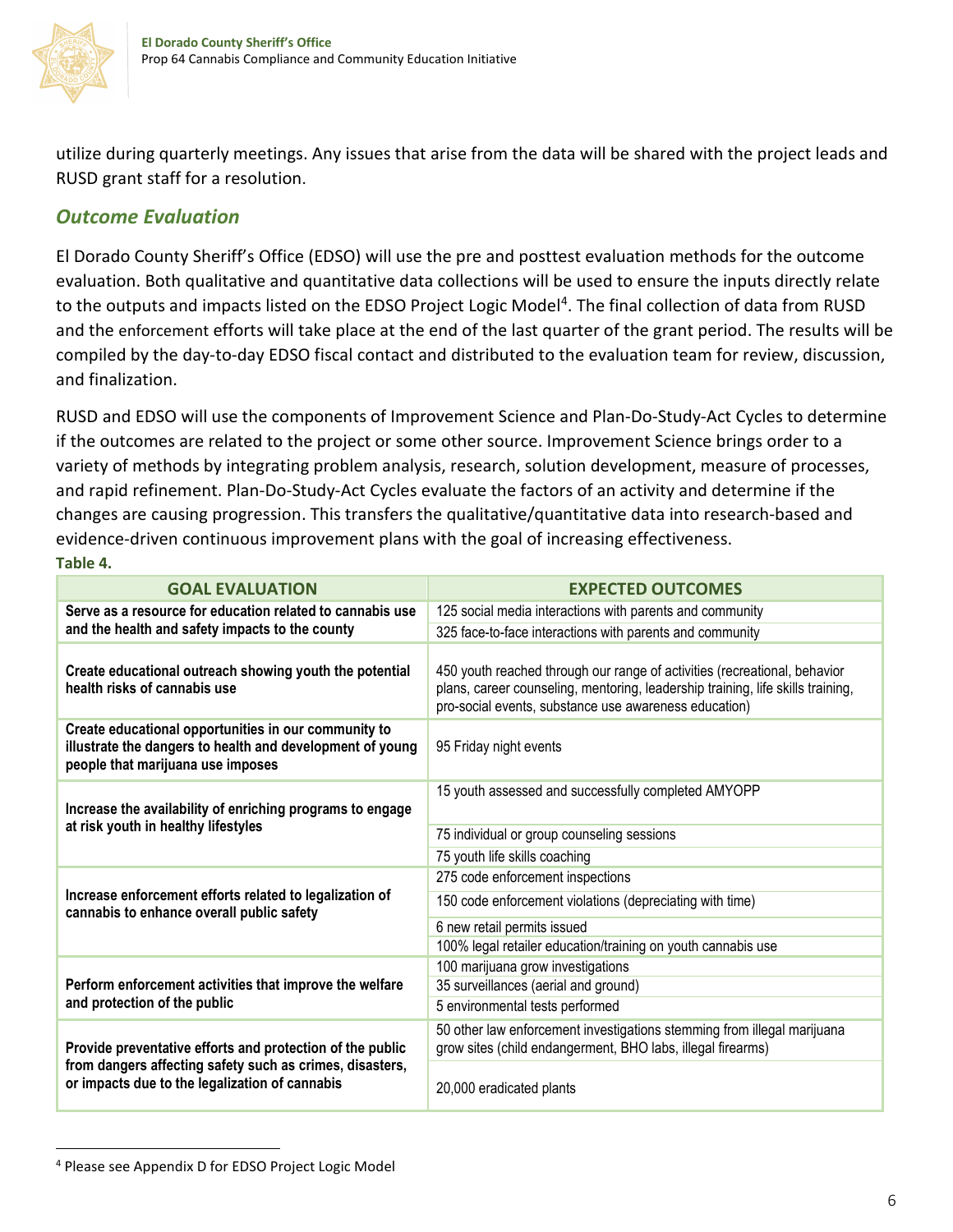utilize during quarterly meetings. Any issues that arise from the data will be shared with the project leads and RUSD grant staff for a resolution.

## *Outcome Evaluation*

El Dorado County Sheriff's Office (EDSO) will use the pre and posttest evaluation methods for the outcome evaluation. Both qualitative and quantitative data collections will be used to ensure the inputs directly relate to the outputs and impacts listed on the EDSO Project Logic Model[4]. The final collection of data from RUSD and the enforcement efforts will take place at the end of the last quarter of the grant period. The results will be compiled by the day-to-day EDSO fiscal contact and distributed to the evaluation team for review, discussion, and finalization.

RUSD and EDSO will use the components of Improvement Science and Plan-Do-Study-Act Cycles to determine if the outcomes are related to the project or some other source. Improvement Science brings order to a variety of methods by integrating problem analysis, research, solution development, measure of processes, and rapid refinement. Plan-Do-Study-Act Cycles evaluate the factors of an activity and determine if the changes are causing progression. This transfers the qualitative/quantitative data into research-based and evidence-driven continuous improvement plans with the goal of increasing effectiveness.

**Table 4.**

| GOAL EVALUATION | EXPECTED OUTCOMES |
|---|---|
| **Serve as a resource for education related to cannabis use and the health and safety impacts to the county** | 125 social media interactions with parents and community |
| | 325 face-to-face interactions with parents and community |
| **Create educational outreach showing youth the potential health risks of cannabis use** | 450 youth reached through our range of activities (recreational, behavior plans, career counseling, mentoring, leadership training, life skills training, pro-social events, substance use awareness education) |
| **Create educational opportunities in our community to illustrate the dangers to health and development of young people that marijuana use imposes** | 95 Friday night events |
| **Increase the availability of enriching programs to engage at risk youth in healthy lifestyles** | 15 youth assessed and successfully completed AMYOPP |
| | 75 individual or group counseling sessions |
| | 75 youth life skills coaching |
| **Increase enforcement efforts related to legalization of cannabis to enhance overall public safety** | 275 code enforcement inspections |
| | 150 code enforcement violations (depreciating with time) |
| | 6 new retail permits issued |
| | 100% legal retailer education/training on youth cannabis use |
| **Perform enforcement activities that improve the welfare and protection of the public** | 100 marijuana grow investigations |
| | 35 surveillances (aerial and ground) |
| | 5 environmental tests performed |
| **Provide preventative efforts and protection of the public from dangers affecting safety such as crimes, disasters, or impacts due to the legalization of cannabis** | 50 other law enforcement investigations stemming from illegal marijuana grow sites (child endangerment, BHO labs, illegal firearms) |
| | 20,000 eradicated plants |

[4] Please see Appendix D for EDSO Project Logic Model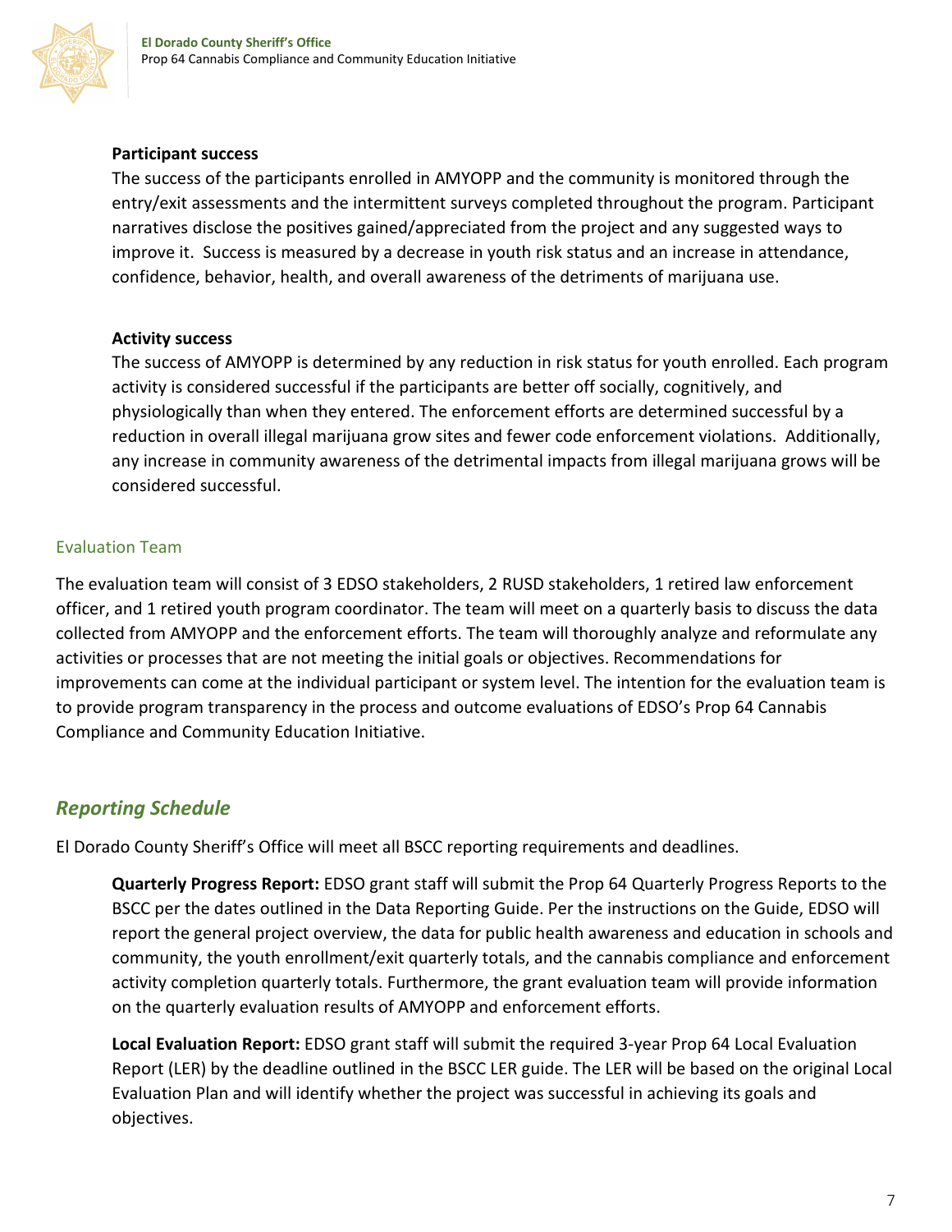**Participant success**

The success of the participants enrolled in AMYOPP and the community is monitored through the entry/exit assessments and the intermittent surveys completed throughout the program. Participant narratives disclose the positives gained/appreciated from the project and any suggested ways to improve it. Success is measured by a decrease in youth risk status and an increase in attendance, confidence, behavior, health, and overall awareness of the detriments of marijuana use.

**Activity success**

The success of AMYOPP is determined by any reduction in risk status for youth enrolled. Each program activity is considered successful if the participants are better off socially, cognitively, and physiologically than when they entered. The enforcement efforts are determined successful by a reduction in overall illegal marijuana grow sites and fewer code enforcement violations. Additionally, any increase in community awareness of the detrimental impacts from illegal marijuana grows will be considered successful.

### Evaluation Team

The evaluation team will consist of 3 EDSO stakeholders, 2 RUSD stakeholders, 1 retired law enforcement officer, and 1 retired youth program coordinator. The team will meet on a quarterly basis to discuss the data collected from AMYOPP and the enforcement efforts. The team will thoroughly analyze and reformulate any activities or processes that are not meeting the initial goals or objectives. Recommendations for improvements can come at the individual participant or system level. The intention for the evaluation team is to provide program transparency in the process and outcome evaluations of EDSO's Prop 64 Cannabis Compliance and Community Education Initiative.

## *Reporting Schedule*

El Dorado County Sheriff's Office will meet all BSCC reporting requirements and deadlines.

**Quarterly Progress Report:** EDSO grant staff will submit the Prop 64 Quarterly Progress Reports to the BSCC per the dates outlined in the Data Reporting Guide. Per the instructions on the Guide, EDSO will report the general project overview, the data for public health awareness and education in schools and community, the youth enrollment/exit quarterly totals, and the cannabis compliance and enforcement activity completion quarterly totals. Furthermore, the grant evaluation team will provide information on the quarterly evaluation results of AMYOPP and enforcement efforts.

**Local Evaluation Report:** EDSO grant staff will submit the required 3-year Prop 64 Local Evaluation Report (LER) by the deadline outlined in the BSCC LER guide. The LER will be based on the original Local Evaluation Plan and will identify whether the project was successful in achieving its goals and objectives.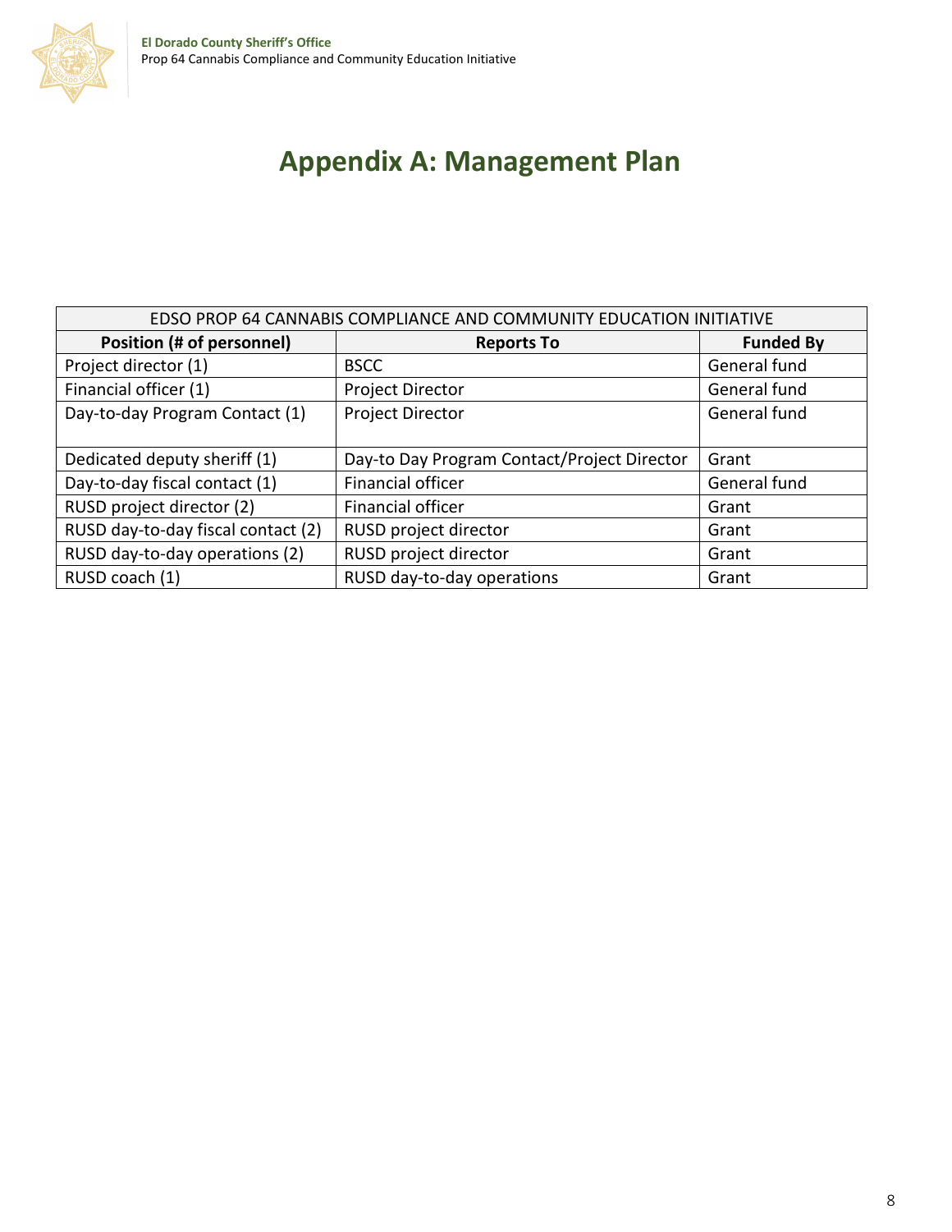# Appendix A: Management Plan

| EDSO PROP 64 CANNABIS COMPLIANCE AND COMMUNITY EDUCATION INITIATIVE | | |
|---|---|---|
| **Position (# of personnel)** | **Reports To** | **Funded By** |
| Project director (1) | BSCC | General fund |
| Financial officer (1) | Project Director | General fund |
| Day-to-day Program Contact (1) | Project Director | General fund |
| Dedicated deputy sheriff (1) | Day-to Day Program Contact/Project Director | Grant |
| Day-to-day fiscal contact (1) | Financial officer | General fund |
| RUSD project director (2) | Financial officer | Grant |
| RUSD day-to-day fiscal contact (2) | RUSD project director | Grant |
| RUSD day-to-day operations (2) | RUSD project director | Grant |
| RUSD coach (1) | RUSD day-to-day operations | Grant |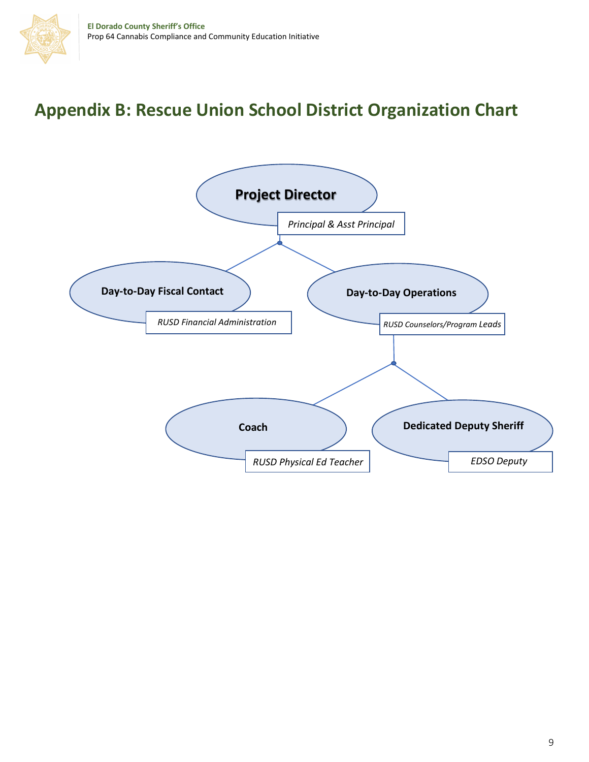# Appendix B: Rescue Union School District Organization Chart

- **Project Director** — *Principal & Asst Principal*
  - **Day-to-Day Fiscal Contact** — *RUSD Financial Administration*
  - **Day-to-Day Operations** — *RUSD Counselors/Program Leads*
    - **Coach** — *RUSD Physical Ed Teacher*
    - **Dedicated Deputy Sheriff** — *EDSO Deputy*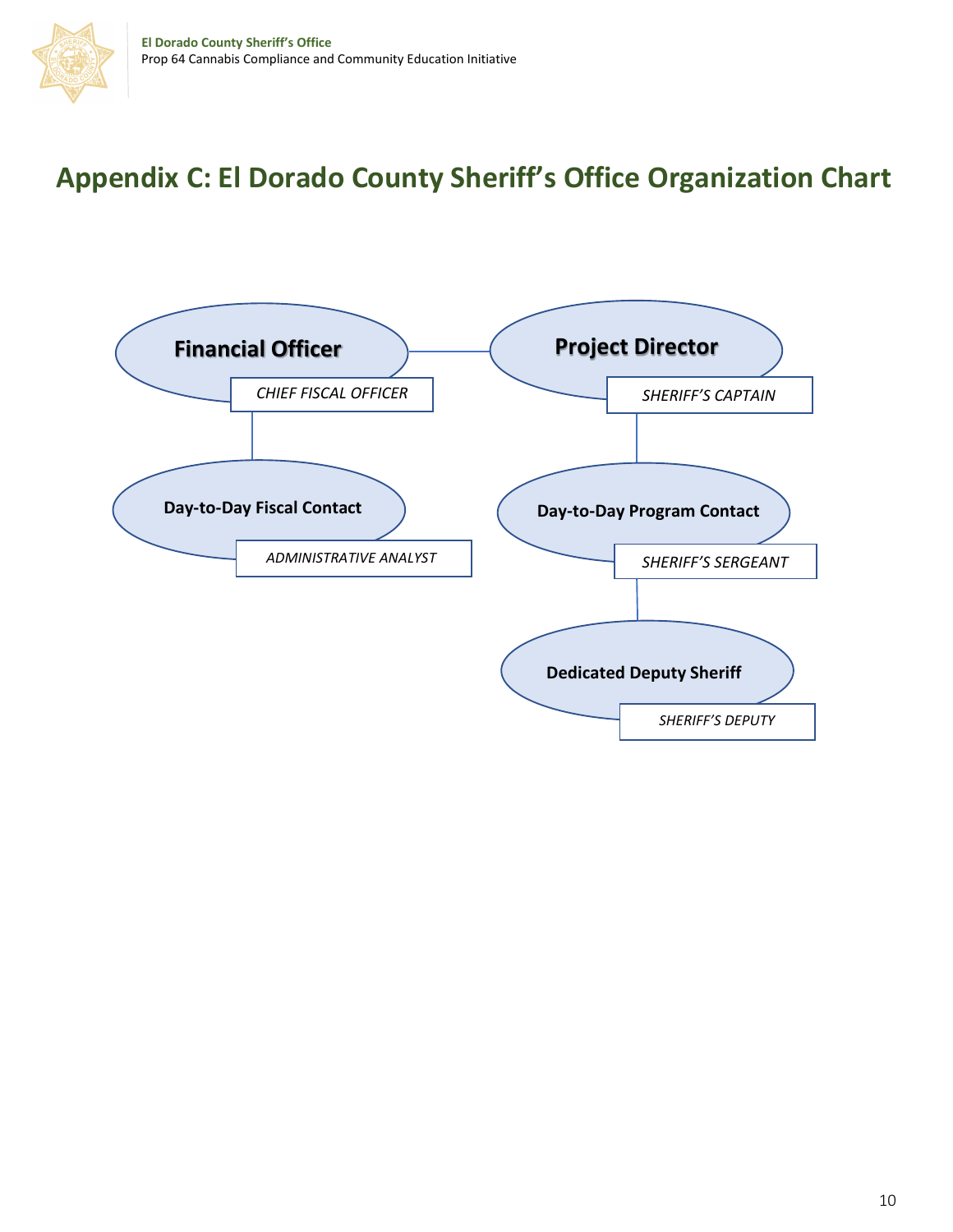# Appendix C: El Dorado County Sheriff's Office Organization Chart

**Financial Officer**
*CHIEF FISCAL OFFICER*

- **Day-to-Day Fiscal Contact**
  *ADMINISTRATIVE ANALYST*

**Project Director**
*SHERIFF'S CAPTAIN*

- **Day-to-Day Program Contact**
  *SHERIFF'S SERGEANT*
  - **Dedicated Deputy Sheriff**
    *SHERIFF'S DEPUTY*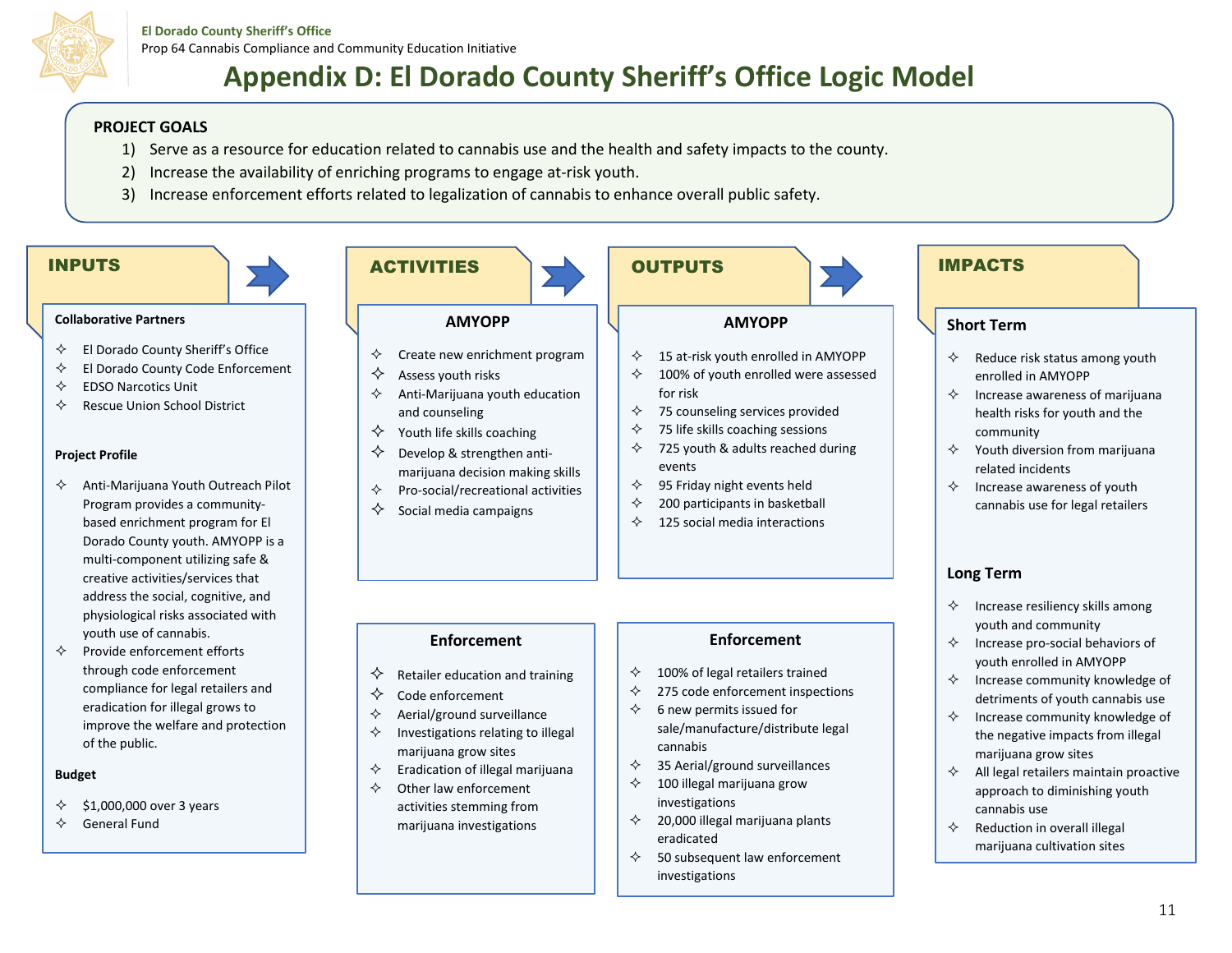# Appendix D: El Dorado County Sheriff's Office Logic Model

**PROJECT GOALS**

1) Serve as a resource for education related to cannabis use and the health and safety impacts to the county.
2) Increase the availability of enriching programs to engage at-risk youth.
3) Increase enforcement efforts related to legalization of cannabis to enhance overall public safety.

## INPUTS

**Collaborative Partners**

- El Dorado County Sheriff's Office
- El Dorado County Code Enforcement
- EDSO Narcotics Unit
- Rescue Union School District

**Project Profile**

- Anti-Marijuana Youth Outreach Pilot Program provides a community-based enrichment program for El Dorado County youth. AMYOPP is a multi-component utilizing safe & creative activities/services that address the social, cognitive, and physiological risks associated with youth use of cannabis.
- Provide enforcement efforts through code enforcement compliance for legal retailers and eradication for illegal grows to improve the welfare and protection of the public.

**Budget**

- $1,000,000 over 3 years
- General Fund

## ACTIVITIES

### AMYOPP

- Create new enrichment program
- Assess youth risks
- Anti-Marijuana youth education and counseling
- Youth life skills coaching
- Develop & strengthen anti-marijuana decision making skills
- Pro-social/recreational activities
- Social media campaigns

### Enforcement

- Retailer education and training
- Code enforcement
- Aerial/ground surveillance
- Investigations relating to illegal marijuana grow sites
- Eradication of illegal marijuana
- Other law enforcement activities stemming from marijuana investigations

## OUTPUTS

### AMYOPP

- 15 at-risk youth enrolled in AMYOPP
- 100% of youth enrolled were assessed for risk
- 75 counseling services provided
- 75 life skills coaching sessions
- 725 youth & adults reached during events
- 95 Friday night events held
- 200 participants in basketball
- 125 social media interactions

### Enforcement

- 100% of legal retailers trained
- 275 code enforcement inspections
- 6 new permits issued for sale/manufacture/distribute legal cannabis
- 35 Aerial/ground surveillances
- 100 illegal marijuana grow investigations
- 20,000 illegal marijuana plants eradicated
- 50 subsequent law enforcement investigations

## IMPACTS

### Short Term

- Reduce risk status among youth enrolled in AMYOPP
- Increase awareness of marijuana health risks for youth and the community
- Youth diversion from marijuana related incidents
- Increase awareness of youth cannabis use for legal retailers

### Long Term

- Increase resiliency skills among youth and community
- Increase pro-social behaviors of youth enrolled in AMYOPP
- Increase community knowledge of detriments of youth cannabis use
- Increase community knowledge of the negative impacts from illegal marijuana grow sites
- All legal retailers maintain proactive approach to diminishing youth cannabis use
- Reduction in overall illegal marijuana cultivation sites